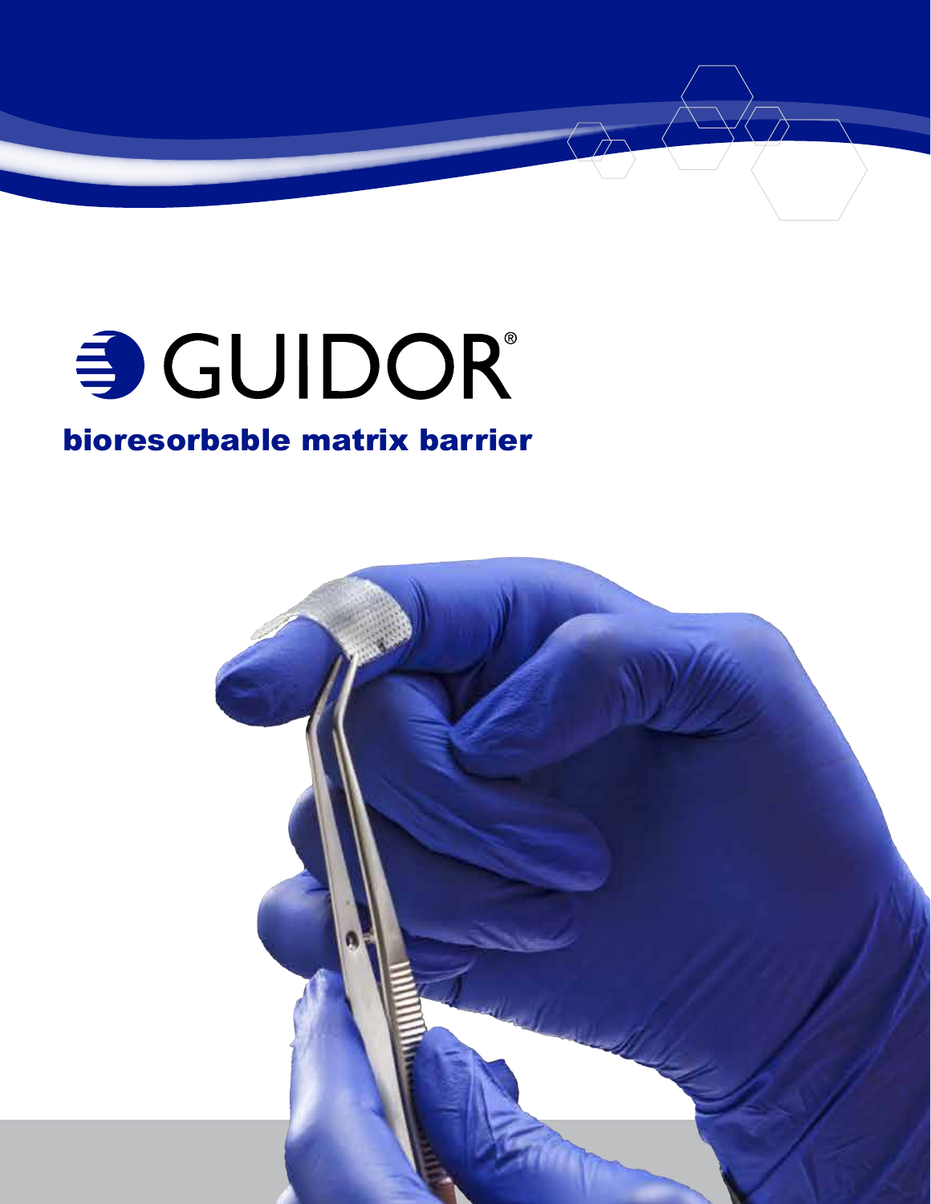# GUIDOR®

## bioresorbable matrix barrier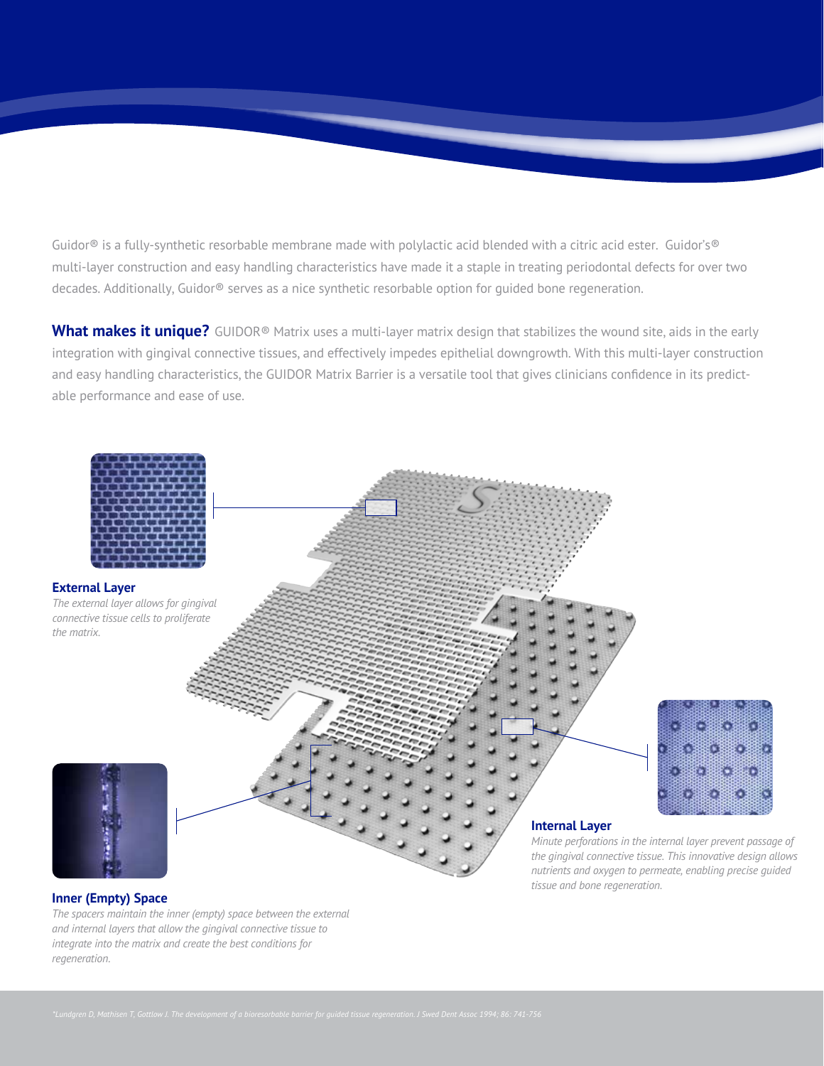Guidor® is a fully-synthetic resorbable membrane made with polylactic acid blended with a citric acid ester. Guidor's® multi-layer construction and easy handling characteristics have made it a staple in treating periodontal defects for over two decades. Additionally, Guidor® serves as a nice synthetic resorbable option for guided bone regeneration.

**What makes it unique?** GUIDOR® Matrix uses a multi-layer matrix design that stabilizes the wound site, aids in the early integration with gingival connective tissues, and effectively impedes epithelial downgrowth. With this multi-layer construction and easy handling characteristics, the GUIDOR Matrix Barrier is a versatile tool that gives clinicians confidence in its predictable performance and ease of use.

**External Layer**

*The external layer allows for gingival connective tissue cells to proliferate the matrix.*

**Internal Layer**

*Minute perforations in the internal layer prevent passage of the gingival connective tissue. This innovative design allows nutrients and oxygen to permeate, enabling precise guided tissue and bone regeneration.*

**Inner (Empty) Space**

*The spacers maintain the inner (empty) space between the external and internal layers that allow the gingival connective tissue to integrate into the matrix and create the best conditions for regeneration.*

*\*Lundgren D, Mathisen T, Gottlow J. The development of a bioresorbable barrier for guided tissue regeneration. J Swed Dent Assoc 1994; 86: 741-756*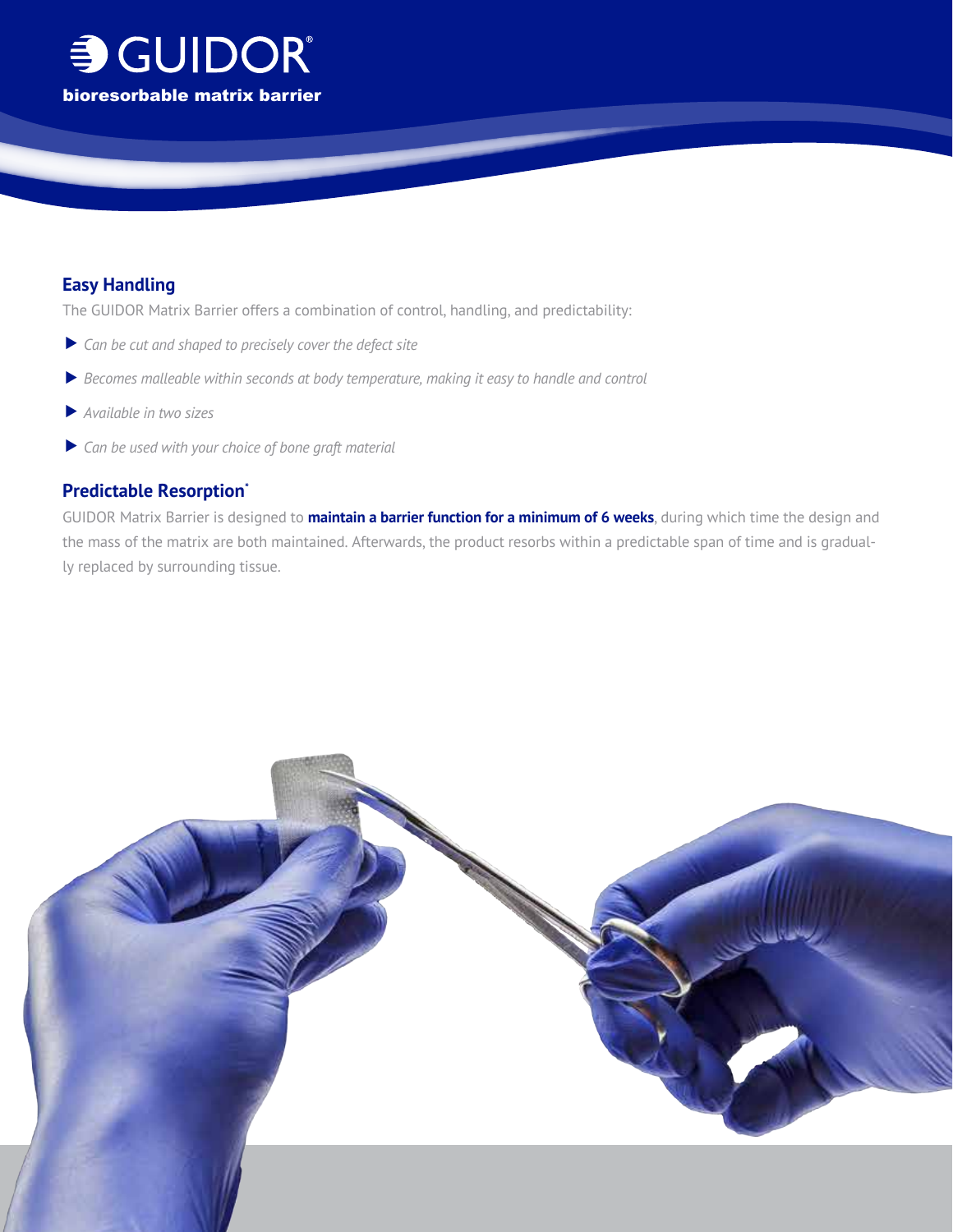# GUIDOR®

**bioresorbable matrix barrier**

## Easy Handling

The GUIDOR Matrix Barrier offers a combination of control, handling, and predictability:

- *Can be cut and shaped to precisely cover the defect site*
- *Becomes malleable within seconds at body temperature, making it easy to handle and control*
- *Available in two sizes*
- *Can be used with your choice of bone graft material*

## Predictable Resorption*

GUIDOR Matrix Barrier is designed to **maintain a barrier function for a minimum of 6 weeks**, during which time the design and the mass of the matrix are both maintained. Afterwards, the product resorbs within a predictable span of time and is gradually replaced by surrounding tissue.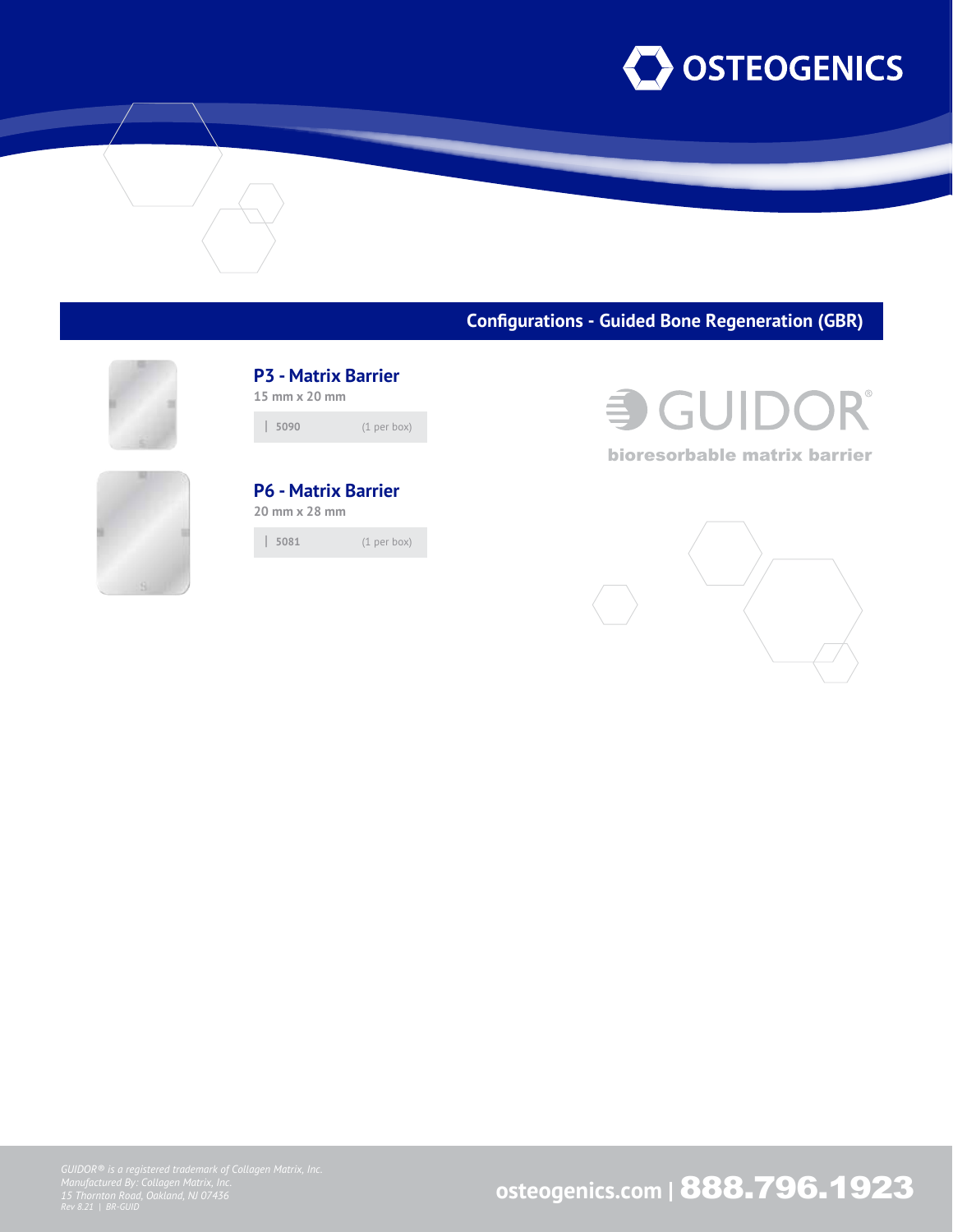## Configurations - Guided Bone Regeneration (GBR)

### P3 - Matrix Barrier

15 mm x 20 mm

| | |
|---|---|
| 5090 | (1 per box) |

### P6 - Matrix Barrier

20 mm x 28 mm

| | |
|---|---|
| 5081 | (1 per box) |

GUIDOR®

bioresorbable matrix barrier

*GUIDOR® is a registered trademark of Collagen Matrix, Inc.*
*Manufactured By: Collagen Matrix, Inc.*
*15 Thornton Road, Oakland, NJ 07436*
*Rev 8.21 | BR-GUID*

osteogenics.com | 888.796.1923